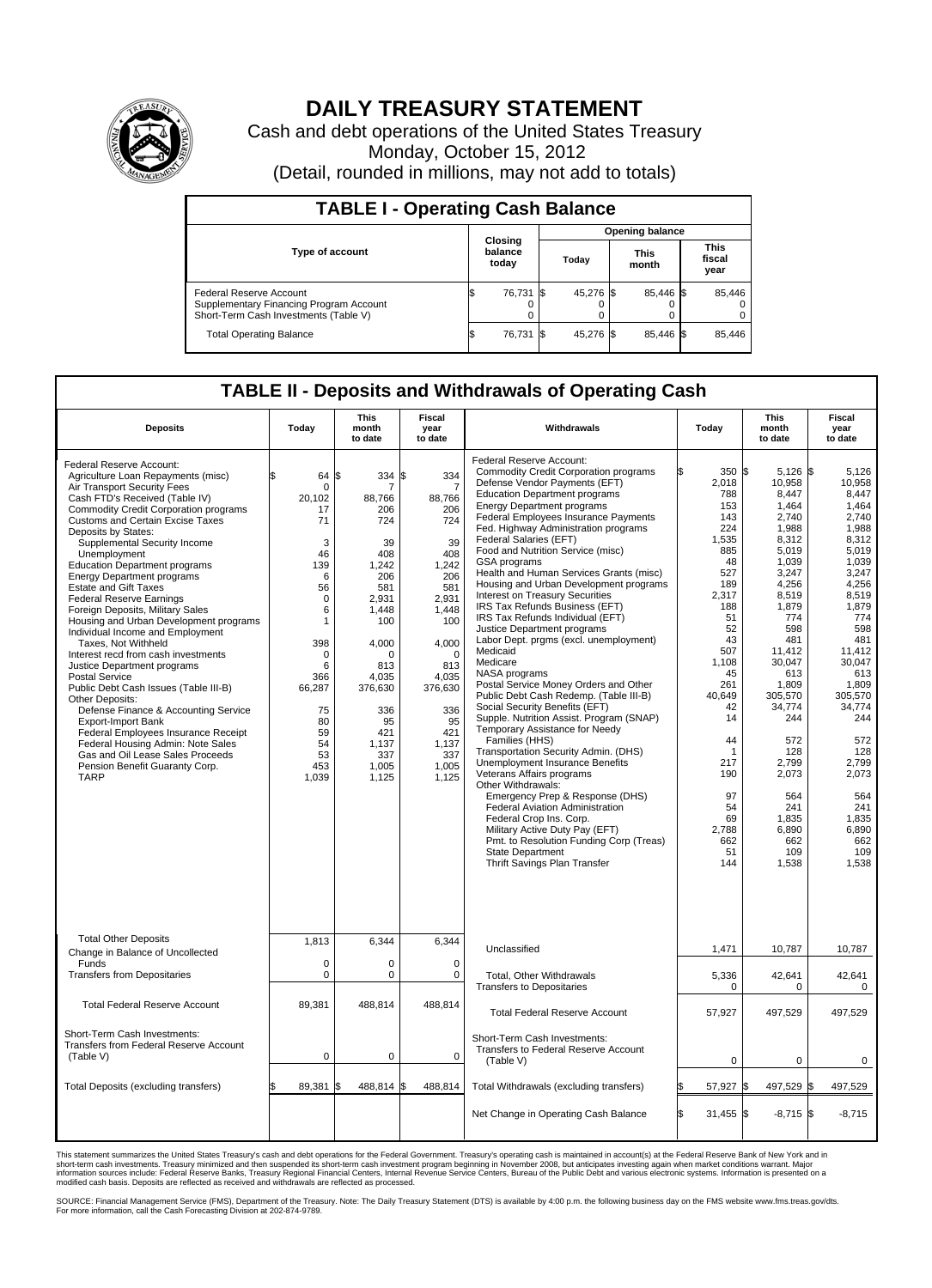# DAILY TREASURY STATEMENT

Cash and debt operations of the United States Treasury

Monday, October 15, 2012

(Detail, rounded in millions, may not add to totals)

## TABLE I - Operating Cash Balance

| Type of account | Closing balance today | Opening balance Today | Opening balance This month | Opening balance This fiscal year |
|---|---|---|---|---|
| Federal Reserve Account | $ 76,731 | $ 45,276 | $ 85,446 | $ 85,446 |
| Supplementary Financing Program Account | 0 | 0 | 0 | 0 |
| Short-Term Cash Investments (Table V) | 0 | 0 | 0 | 0 |
| Total Operating Balance | $ 76,731 | $ 45,276 | $ 85,446 | $ 85,446 |

## TABLE II - Deposits and Withdrawals of Operating Cash

| Deposits | Today | This month to date | Fiscal year to date | Withdrawals | Today | This month to date | Fiscal year to date |
|---|---|---|---|---|---|---|---|
| Federal Reserve Account: | | | | Federal Reserve Account: | | | |
| Agriculture Loan Repayments (misc) | $ 64 | $ 334 | $ 334 | Commodity Credit Corporation programs | $ 350 | $ 5,126 | $ 5,126 |
| Air Transport Security Fees | 0 | 7 | 7 | Defense Vendor Payments (EFT) | 2,018 | 10,958 | 10,958 |
| Cash FTD's Received (Table IV) | 20,102 | 88,766 | 88,766 | Education Department programs | 788 | 8,447 | 8,447 |
| Commodity Credit Corporation programs | 17 | 206 | 206 | Energy Department programs | 153 | 1,464 | 1,464 |
| Customs and Certain Excise Taxes | 71 | 724 | 724 | Federal Employees Insurance Payments | 143 | 2,740 | 2,740 |
| Deposits by States: | | | | Fed. Highway Administration programs | 224 | 1,988 | 1,988 |
| Supplemental Security Income | 3 | 39 | 39 | Federal Salaries (EFT) | 1,535 | 8,312 | 8,312 |
| Unemployment | 46 | 408 | 408 | Food and Nutrition Service (misc) | 885 | 5,019 | 5,019 |
| Education Department programs | 139 | 1,242 | 1,242 | GSA programs | 48 | 1,039 | 1,039 |
| Energy Department programs | 6 | 206 | 206 | Health and Human Services Grants (misc) | 527 | 3,247 | 3,247 |
| Estate and Gift Taxes | 56 | 581 | 581 | Housing and Urban Development programs | 189 | 4,256 | 4,256 |
| Federal Reserve Earnings | 0 | 2,931 | 2,931 | Interest on Treasury Securities | 2,317 | 8,519 | 8,519 |
| Foreign Deposits, Military Sales | 6 | 1,448 | 1,448 | IRS Tax Refunds Business (EFT) | 188 | 1,879 | 1,879 |
| Housing and Urban Development programs | 1 | 100 | 100 | IRS Tax Refunds Individual (EFT) | 51 | 774 | 774 |
| Individual Income and Employment | | | | Justice Department programs | 52 | 598 | 598 |
| Taxes, Not Withheld | 398 | 4,000 | 4,000 | Labor Dept. prgms (excl. unemployment) | 43 | 481 | 481 |
| Interest recd from cash investments | 0 | 0 | 0 | Medicaid | 507 | 11,412 | 11,412 |
| Justice Department programs | 6 | 813 | 813 | Medicare | 1,108 | 30,047 | 30,047 |
| Postal Service | 366 | 4,035 | 4,035 | NASA programs | 45 | 613 | 613 |
| Public Debt Cash Issues (Table III-B) | 66,287 | 376,630 | 376,630 | Postal Service Money Orders and Other | 261 | 1,809 | 1,809 |
| Other Deposits: | | | | Public Debt Cash Redemp. (Table III-B) | 40,649 | 305,570 | 305,570 |
| Defense Finance & Accounting Service | 75 | 336 | 336 | Social Security Benefits (EFT) | 42 | 34,774 | 34,774 |
| Export-Import Bank | 80 | 95 | 95 | Supple. Nutrition Assist. Program (SNAP) | 14 | 244 | 244 |
| Federal Employees Insurance Receipt | 59 | 421 | 421 | Temporary Assistance for Needy | | | |
| Federal Housing Admin: Note Sales | 54 | 1,137 | 1,137 | Families (HHS) | 44 | 572 | 572 |
| Gas and Oil Lease Sales Proceeds | 53 | 337 | 337 | Transportation Security Admin. (DHS) | 1 | 128 | 128 |
| Pension Benefit Guaranty Corp. | 453 | 1,005 | 1,005 | Unemployment Insurance Benefits | 217 | 2,799 | 2,799 |
| TARP | 1,039 | 1,125 | 1,125 | Veterans Affairs programs | 190 | 2,073 | 2,073 |
| | | | | Other Withdrawals: | | | |
| | | | | Emergency Prep & Response (DHS) | 97 | 564 | 564 |
| | | | | Federal Aviation Administration | 54 | 241 | 241 |
| | | | | Federal Crop Ins. Corp. | 69 | 1,835 | 1,835 |
| | | | | Military Active Duty Pay (EFT) | 2,788 | 6,890 | 6,890 |
| | | | | Pmt. to Resolution Funding Corp (Treas) | 662 | 662 | 662 |
| | | | | State Department | 51 | 109 | 109 |
| | | | | Thrift Savings Plan Transfer | 144 | 1,538 | 1,538 |
| Total Other Deposits | 1,813 | 6,344 | 6,344 | Unclassified | 1,471 | 10,787 | 10,787 |
| Change in Balance of Uncollected Funds | 0 | 0 | 0 | | | | |
| Transfers from Depositaries | 0 | 0 | 0 | Total, Other Withdrawals | 5,336 | 42,641 | 42,641 |
| | | | | Transfers to Depositaries | 0 | 0 | 0 |
| Total Federal Reserve Account | 89,381 | 488,814 | 488,814 | Total Federal Reserve Account | 57,927 | 497,529 | 497,529 |
| Short-Term Cash Investments: | | | | Short-Term Cash Investments: | | | |
| Transfers from Federal Reserve Account (Table V) | 0 | 0 | 0 | Transfers to Federal Reserve Account (Table V) | 0 | 0 | 0 |
| Total Deposits (excluding transfers) | $ 89,381 | $ 488,814 | $ 488,814 | Total Withdrawals (excluding transfers) | $ 57,927 | $ 497,529 | $ 497,529 |
| | | | | Net Change in Operating Cash Balance | $ 31,455 | $ -8,715 | $ -8,715 |

This statement summarizes the United States Treasury's cash and debt operations for the Federal Government. Treasury's operating cash is maintained in account(s) at the Federal Reserve Bank of New York and in short-term cash investments. Treasury minimized and then suspended its short-term cash investment program beginning in November 2008, but anticipates investing again when market conditions warrant. Major information sources include: Federal Reserve Banks, Treasury Regional Financial Centers, Internal Revenue Service Centers, Bureau of the Public Debt and various electronic systems. Information is presented on a modified cash basis. Deposits are reflected as received and withdrawals are reflected as processed.

SOURCE: Financial Management Service (FMS), Department of the Treasury. Note: The Daily Treasury Statement (DTS) is available by 4:00 p.m. the following business day on the FMS website www.fms.treas.gov/dts. For more information, call the Cash Forecasting Division at 202-874-9789.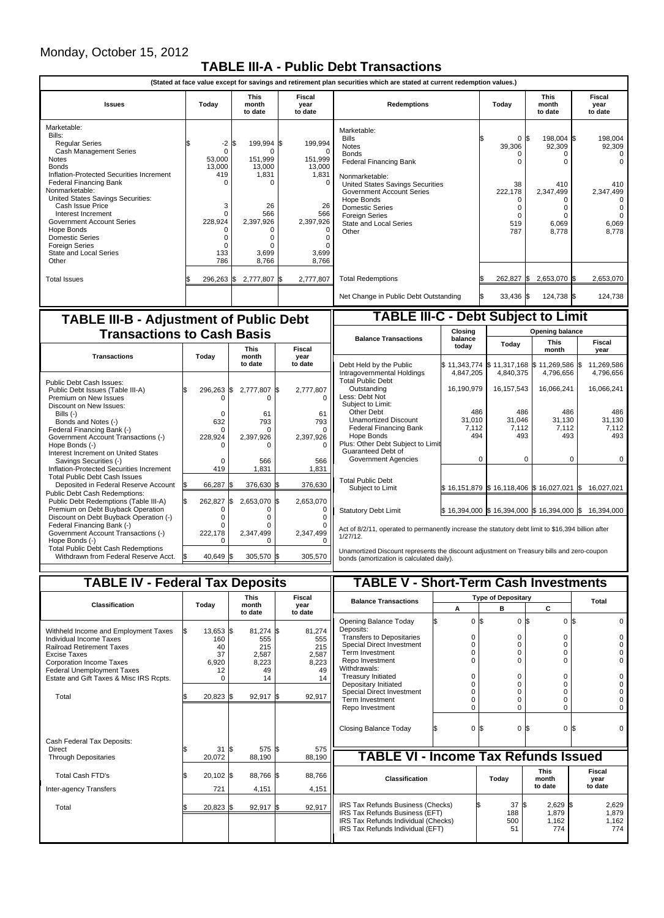Monday, October 15, 2012

# TABLE III-A - Public Debt Transactions

(Stated at face value except for savings and retirement plan securities which are stated at current redemption values.)

| Issues | Today | This month to date | Fiscal year to date |
|---|---|---|---|
| Marketable: | | | |
| Bills: | | | |
| Regular Series | $ -2 | $ 199,994 | $ 199,994 |
| Cash Management Series | 0 | 0 | 0 |
| Notes | 53,000 | 151,999 | 151,999 |
| Bonds | 13,000 | 13,000 | 13,000 |
| Inflation-Protected Securities Increment | 419 | 1,831 | 1,831 |
| Federal Financing Bank | 0 | 0 | 0 |
| Nonmarketable: | | | |
| United States Savings Securities: | | | |
| Cash Issue Price | 3 | 26 | 26 |
| Interest Increment | 0 | 566 | 566 |
| Government Account Series | 228,924 | 2,397,926 | 2,397,926 |
| Hope Bonds | 0 | 0 | 0 |
| Domestic Series | 0 | 0 | 0 |
| Foreign Series | 0 | 0 | 0 |
| State and Local Series | 133 | 3,699 | 3,699 |
| Other | 786 | 8,766 | 8,766 |
| Total Issues | $ 296,263 | $ 2,777,807 | $ 2,777,807 |

| Redemptions | Today | This month to date | Fiscal year to date |
|---|---|---|---|
| Marketable: | | | |
| Bills | $ 0 | $ 198,004 | $ 198,004 |
| Notes | 39,306 | 92,309 | 92,309 |
| Bonds | 0 | 0 | 0 |
| Federal Financing Bank | 0 | 0 | 0 |
| Nonmarketable: | | | |
| United States Savings Securities | 38 | 410 | 410 |
| Government Account Series | 222,178 | 2,347,499 | 2,347,499 |
| Hope Bonds | 0 | 0 | 0 |
| Domestic Series | 0 | 0 | 0 |
| Foreign Series | 0 | 0 | 0 |
| State and Local Series | 519 | 6,069 | 6,069 |
| Other | 787 | 8,778 | 8,778 |
| Total Redemptions | $ 262,827 | $ 2,653,070 | $ 2,653,070 |
| Net Change in Public Debt Outstanding | $ 33,436 | $ 124,738 | $ 124,738 |

# TABLE III-B - Adjustment of Public Debt Transactions to Cash Basis

| Transactions | Today | This month to date | Fiscal year to date |
|---|---|---|---|
| Public Debt Cash Issues: | | | |
| Public Debt Issues (Table III-A) | $ 296,263 | $ 2,777,807 | $ 2,777,807 |
| Premium on New Issues | 0 | 0 | 0 |
| Discount on New Issues: | | | |
| Bills (-) | 0 | 61 | 61 |
| Bonds and Notes (-) | 632 | 793 | 793 |
| Federal Financing Bank (-) | 0 | 0 | 0 |
| Government Account Transactions (-) | 228,924 | 2,397,926 | 2,397,926 |
| Hope Bonds (-) | 0 | 0 | 0 |
| Interest Increment on United States Savings Securities (-) | 0 | 566 | 566 |
| Inflation-Protected Securities Increment | 419 | 1,831 | 1,831 |
| Total Public Debt Cash Issues Deposited in Federal Reserve Account | $ 66,287 | $ 376,630 | $ 376,630 |
| Public Debt Cash Redemptions: | | | |
| Public Debt Redemptions (Table III-A) | $ 262,827 | $ 2,653,070 | $ 2,653,070 |
| Premium on Debt Buyback Operation | 0 | 0 | 0 |
| Discount on Debt Buyback Operation (-) | 0 | 0 | 0 |
| Federal Financing Bank (-) | 0 | 0 | 0 |
| Government Account Transactions (-) | 222,178 | 2,347,499 | 2,347,499 |
| Hope Bonds (-) | 0 | 0 | 0 |
| Total Public Debt Cash Redemptions Withdrawn from Federal Reserve Acct. | $ 40,649 | $ 305,570 | $ 305,570 |

# TABLE III-C - Debt Subject to Limit

| Balance Transactions | Closing balance today | Opening balance Today | Opening balance This month | Opening balance Fiscal year |
|---|---|---|---|---|
| Debt Held by the Public | $ 11,343,774 | $ 11,317,168 | $ 11,269,586 | $ 11,269,586 |
| Intragovernmental Holdings | 4,847,205 | 4,840,375 | 4,796,656 | 4,796,656 |
| Total Public Debt Outstanding | 16,190,979 | 16,157,543 | 16,066,241 | 16,066,241 |
| Less: Debt Not Subject to Limit: | | | | |
| Other Debt | 486 | 486 | 486 | 486 |
| Unamortized Discount | 31,010 | 31,046 | 31,130 | 31,130 |
| Federal Financing Bank | 7,112 | 7,112 | 7,112 | 7,112 |
| Hope Bonds | 494 | 493 | 493 | 493 |
| Plus: Other Debt Subject to Limit | | | | |
| Guaranteed Debt of Government Agencies | 0 | 0 | 0 | 0 |
| Total Public Debt Subject to Limit | $ 16,151,879 | $ 16,118,406 | $ 16,027,021 | $ 16,027,021 |
| Statutory Debt Limit | $ 16,394,000 | $ 16,394,000 | $ 16,394,000 | $ 16,394,000 |

Act of 8/2/11, operated to permanently increase the statutory debt limit to $16,394 billion after 1/27/12.

Unamortized Discount represents the discount adjustment on Treasury bills and zero-coupon bonds (amortization is calculated daily).

# TABLE IV - Federal Tax Deposits

| Classification | Today | This month to date | Fiscal year to date |
|---|---|---|---|
| Withheld Income and Employment Taxes | $ 13,653 | $ 81,274 | $ 81,274 |
| Individual Income Taxes | 160 | 555 | 555 |
| Railroad Retirement Taxes | 40 | 215 | 215 |
| Excise Taxes | 37 | 2,587 | 2,587 |
| Corporation Income Taxes | 6,920 | 8,223 | 8,223 |
| Federal Unemployment Taxes | 12 | 49 | 49 |
| Estate and Gift Taxes & Misc IRS Rcpts. | 0 | 14 | 14 |
| Total | $ 20,823 | $ 92,917 | $ 92,917 |
| Cash Federal Tax Deposits: | | | |
| Direct | $ 31 | $ 575 | $ 575 |
| Through Depositaries | 20,072 | 88,190 | 88,190 |
| Total Cash FTD's | $ 20,102 | $ 88,766 | $ 88,766 |
| Inter-agency Transfers | 721 | 4,151 | 4,151 |
| Total | $ 20,823 | $ 92,917 | $ 92,917 |

# TABLE V - Short-Term Cash Investments

| Balance Transactions | Type of Depositary A | B | C | Total |
|---|---|---|---|---|
| Opening Balance Today | $ 0 | $ 0 | $ 0 | $ 0 |
| Deposits: | | | | |
| Transfers to Depositaries | 0 | 0 | 0 | 0 |
| Special Direct Investment | 0 | 0 | 0 | 0 |
| Term Investment | 0 | 0 | 0 | 0 |
| Repo Investment | 0 | 0 | 0 | 0 |
| Withdrawals: | | | | |
| Treasury Initiated | 0 | 0 | 0 | 0 |
| Depositary Initiated | 0 | 0 | 0 | 0 |
| Special Direct Investment | 0 | 0 | 0 | 0 |
| Term Investment | 0 | 0 | 0 | 0 |
| Repo Investment | 0 | 0 | 0 | 0 |
| Closing Balance Today | $ 0 | $ 0 | $ 0 | $ 0 |

# TABLE VI - Income Tax Refunds Issued

| Classification | Today | This month to date | Fiscal year to date |
|---|---|---|---|
| IRS Tax Refunds Business (Checks) | $ 37 | $ 2,629 | $ 2,629 |
| IRS Tax Refunds Business (EFT) | 188 | 1,879 | 1,879 |
| IRS Tax Refunds Individual (Checks) | 500 | 1,162 | 1,162 |
| IRS Tax Refunds Individual (EFT) | 51 | 774 | 774 |